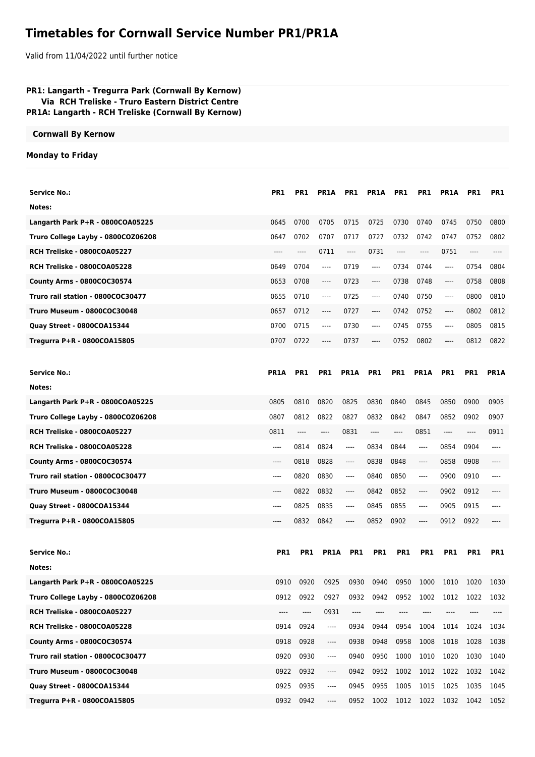# Timetables for Cornwall Service Number PR1/PR1A

Valid from 11/04/2022 until further notice

**PR1: Langarth - Tregurra Park (Cornwall By Kernow)**
**Via RCH Treliske - Truro Eastern District Centre**
**PR1A: Langarth - RCH Treliske (Cornwall By Kernow)**

**Cornwall By Kernow**

**Monday to Friday**

| **Service No.:** | **PR1** | **PR1** | **PR1A** | **PR1** | **PR1A** | **PR1** | **PR1** | **PR1A** | **PR1** | **PR1** |
|---|---|---|---|---|---|---|---|---|---|---|
| **Notes:** | | | | | | | | | | |
| **Langarth Park P+R - 0800COA05225** | 0645 | 0700 | 0705 | 0715 | 0725 | 0730 | 0740 | 0745 | 0750 | 0800 |
| **Truro College Layby - 0800COZ06208** | 0647 | 0702 | 0707 | 0717 | 0727 | 0732 | 0742 | 0747 | 0752 | 0802 |
| **RCH Treliske - 0800COA05227** | ---- | ---- | 0711 | ---- | 0731 | ---- | ---- | 0751 | ---- | ---- |
| **RCH Treliske - 0800COA05228** | 0649 | 0704 | ---- | 0719 | ---- | 0734 | 0744 | ---- | 0754 | 0804 |
| **County Arms - 0800COC30574** | 0653 | 0708 | ---- | 0723 | ---- | 0738 | 0748 | ---- | 0758 | 0808 |
| **Truro rail station - 0800COC30477** | 0655 | 0710 | ---- | 0725 | ---- | 0740 | 0750 | ---- | 0800 | 0810 |
| **Truro Museum - 0800COC30048** | 0657 | 0712 | ---- | 0727 | ---- | 0742 | 0752 | ---- | 0802 | 0812 |
| **Quay Street - 0800COA15344** | 0700 | 0715 | ---- | 0730 | ---- | 0745 | 0755 | ---- | 0805 | 0815 |
| **Tregurra P+R - 0800COA15805** | 0707 | 0722 | ---- | 0737 | ---- | 0752 | 0802 | ---- | 0812 | 0822 |

| **Service No.:** | **PR1A** | **PR1** | **PR1** | **PR1A** | **PR1** | **PR1** | **PR1A** | **PR1** | **PR1** | **PR1A** |
|---|---|---|---|---|---|---|---|---|---|---|
| **Notes:** | | | | | | | | | | |
| **Langarth Park P+R - 0800COA05225** | 0805 | 0810 | 0820 | 0825 | 0830 | 0840 | 0845 | 0850 | 0900 | 0905 |
| **Truro College Layby - 0800COZ06208** | 0807 | 0812 | 0822 | 0827 | 0832 | 0842 | 0847 | 0852 | 0902 | 0907 |
| **RCH Treliske - 0800COA05227** | 0811 | ---- | ---- | 0831 | ---- | ---- | 0851 | ---- | ---- | 0911 |
| **RCH Treliske - 0800COA05228** | ---- | 0814 | 0824 | ---- | 0834 | 0844 | ---- | 0854 | 0904 | ---- |
| **County Arms - 0800COC30574** | ---- | 0818 | 0828 | ---- | 0838 | 0848 | ---- | 0858 | 0908 | ---- |
| **Truro rail station - 0800COC30477** | ---- | 0820 | 0830 | ---- | 0840 | 0850 | ---- | 0900 | 0910 | ---- |
| **Truro Museum - 0800COC30048** | ---- | 0822 | 0832 | ---- | 0842 | 0852 | ---- | 0902 | 0912 | ---- |
| **Quay Street - 0800COA15344** | ---- | 0825 | 0835 | ---- | 0845 | 0855 | ---- | 0905 | 0915 | ---- |
| **Tregurra P+R - 0800COA15805** | ---- | 0832 | 0842 | ---- | 0852 | 0902 | ---- | 0912 | 0922 | ---- |

| **Service No.:** | **PR1** | **PR1** | **PR1A** | **PR1** | **PR1** | **PR1** | **PR1** | **PR1** | **PR1** | **PR1** |
|---|---|---|---|---|---|---|---|---|---|---|
| **Notes:** | | | | | | | | | | |
| **Langarth Park P+R - 0800COA05225** | 0910 | 0920 | 0925 | 0930 | 0940 | 0950 | 1000 | 1010 | 1020 | 1030 |
| **Truro College Layby - 0800COZ06208** | 0912 | 0922 | 0927 | 0932 | 0942 | 0952 | 1002 | 1012 | 1022 | 1032 |
| **RCH Treliske - 0800COA05227** | ---- | ---- | 0931 | ---- | ---- | ---- | ---- | ---- | ---- | ---- |
| **RCH Treliske - 0800COA05228** | 0914 | 0924 | ---- | 0934 | 0944 | 0954 | 1004 | 1014 | 1024 | 1034 |
| **County Arms - 0800COC30574** | 0918 | 0928 | ---- | 0938 | 0948 | 0958 | 1008 | 1018 | 1028 | 1038 |
| **Truro rail station - 0800COC30477** | 0920 | 0930 | ---- | 0940 | 0950 | 1000 | 1010 | 1020 | 1030 | 1040 |
| **Truro Museum - 0800COC30048** | 0922 | 0932 | ---- | 0942 | 0952 | 1002 | 1012 | 1022 | 1032 | 1042 |
| **Quay Street - 0800COA15344** | 0925 | 0935 | ---- | 0945 | 0955 | 1005 | 1015 | 1025 | 1035 | 1045 |
| **Tregurra P+R - 0800COA15805** | 0932 | 0942 | ---- | 0952 | 1002 | 1012 | 1022 | 1032 | 1042 | 1052 |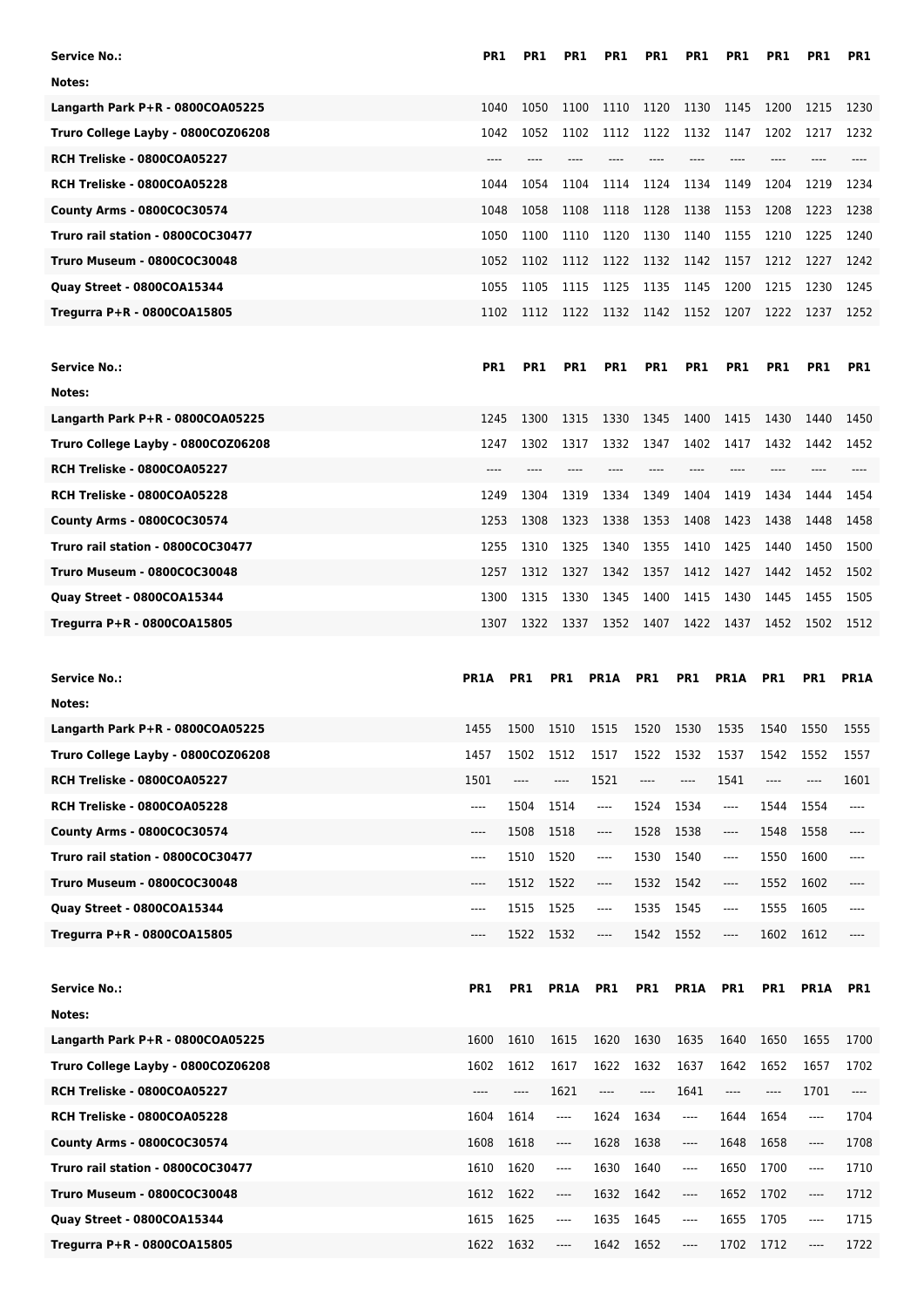| Service No.: | PR1 | PR1 | PR1 | PR1 | PR1 | PR1 | PR1 | PR1 | PR1 | PR1 |
|---|---|---|---|---|---|---|---|---|---|---|
| Notes: | | | | | | | | | | |
| Langarth Park P+R - 0800COA05225 | 1040 | 1050 | 1100 | 1110 | 1120 | 1130 | 1145 | 1200 | 1215 | 1230 |
| Truro College Layby - 0800COZ06208 | 1042 | 1052 | 1102 | 1112 | 1122 | 1132 | 1147 | 1202 | 1217 | 1232 |
| RCH Treliske - 0800COA05227 | ---- | ---- | ---- | ---- | ---- | ---- | ---- | ---- | ---- | ---- |
| RCH Treliske - 0800COA05228 | 1044 | 1054 | 1104 | 1114 | 1124 | 1134 | 1149 | 1204 | 1219 | 1234 |
| County Arms - 0800COC30574 | 1048 | 1058 | 1108 | 1118 | 1128 | 1138 | 1153 | 1208 | 1223 | 1238 |
| Truro rail station - 0800COC30477 | 1050 | 1100 | 1110 | 1120 | 1130 | 1140 | 1155 | 1210 | 1225 | 1240 |
| Truro Museum - 0800COC30048 | 1052 | 1102 | 1112 | 1122 | 1132 | 1142 | 1157 | 1212 | 1227 | 1242 |
| Quay Street - 0800COA15344 | 1055 | 1105 | 1115 | 1125 | 1135 | 1145 | 1200 | 1215 | 1230 | 1245 |
| Tregurra P+R - 0800COA15805 | 1102 | 1112 | 1122 | 1132 | 1142 | 1152 | 1207 | 1222 | 1237 | 1252 |

| Service No.: | PR1 | PR1 | PR1 | PR1 | PR1 | PR1 | PR1 | PR1 | PR1 | PR1 |
|---|---|---|---|---|---|---|---|---|---|---|
| Notes: | | | | | | | | | | |
| Langarth Park P+R - 0800COA05225 | 1245 | 1300 | 1315 | 1330 | 1345 | 1400 | 1415 | 1430 | 1440 | 1450 |
| Truro College Layby - 0800COZ06208 | 1247 | 1302 | 1317 | 1332 | 1347 | 1402 | 1417 | 1432 | 1442 | 1452 |
| RCH Treliske - 0800COA05227 | ---- | ---- | ---- | ---- | ---- | ---- | ---- | ---- | ---- | ---- |
| RCH Treliske - 0800COA05228 | 1249 | 1304 | 1319 | 1334 | 1349 | 1404 | 1419 | 1434 | 1444 | 1454 |
| County Arms - 0800COC30574 | 1253 | 1308 | 1323 | 1338 | 1353 | 1408 | 1423 | 1438 | 1448 | 1458 |
| Truro rail station - 0800COC30477 | 1255 | 1310 | 1325 | 1340 | 1355 | 1410 | 1425 | 1440 | 1450 | 1500 |
| Truro Museum - 0800COC30048 | 1257 | 1312 | 1327 | 1342 | 1357 | 1412 | 1427 | 1442 | 1452 | 1502 |
| Quay Street - 0800COA15344 | 1300 | 1315 | 1330 | 1345 | 1400 | 1415 | 1430 | 1445 | 1455 | 1505 |
| Tregurra P+R - 0800COA15805 | 1307 | 1322 | 1337 | 1352 | 1407 | 1422 | 1437 | 1452 | 1502 | 1512 |

| Service No.: | PR1A | PR1 | PR1 | PR1A | PR1 | PR1 | PR1A | PR1 | PR1 | PR1A |
|---|---|---|---|---|---|---|---|---|---|---|
| Notes: | | | | | | | | | | |
| Langarth Park P+R - 0800COA05225 | 1455 | 1500 | 1510 | 1515 | 1520 | 1530 | 1535 | 1540 | 1550 | 1555 |
| Truro College Layby - 0800COZ06208 | 1457 | 1502 | 1512 | 1517 | 1522 | 1532 | 1537 | 1542 | 1552 | 1557 |
| RCH Treliske - 0800COA05227 | 1501 | ---- | ---- | 1521 | ---- | ---- | 1541 | ---- | ---- | 1601 |
| RCH Treliske - 0800COA05228 | ---- | 1504 | 1514 | ---- | 1524 | 1534 | ---- | 1544 | 1554 | ---- |
| County Arms - 0800COC30574 | ---- | 1508 | 1518 | ---- | 1528 | 1538 | ---- | 1548 | 1558 | ---- |
| Truro rail station - 0800COC30477 | ---- | 1510 | 1520 | ---- | 1530 | 1540 | ---- | 1550 | 1600 | ---- |
| Truro Museum - 0800COC30048 | ---- | 1512 | 1522 | ---- | 1532 | 1542 | ---- | 1552 | 1602 | ---- |
| Quay Street - 0800COA15344 | ---- | 1515 | 1525 | ---- | 1535 | 1545 | ---- | 1555 | 1605 | ---- |
| Tregurra P+R - 0800COA15805 | ---- | 1522 | 1532 | ---- | 1542 | 1552 | ---- | 1602 | 1612 | ---- |

| Service No.: | PR1 | PR1 | PR1A | PR1 | PR1 | PR1A | PR1 | PR1 | PR1A | PR1 |
|---|---|---|---|---|---|---|---|---|---|---|
| Notes: | | | | | | | | | | |
| Langarth Park P+R - 0800COA05225 | 1600 | 1610 | 1615 | 1620 | 1630 | 1635 | 1640 | 1650 | 1655 | 1700 |
| Truro College Layby - 0800COZ06208 | 1602 | 1612 | 1617 | 1622 | 1632 | 1637 | 1642 | 1652 | 1657 | 1702 |
| RCH Treliske - 0800COA05227 | ---- | ---- | 1621 | ---- | ---- | 1641 | ---- | ---- | 1701 | ---- |
| RCH Treliske - 0800COA05228 | 1604 | 1614 | ---- | 1624 | 1634 | ---- | 1644 | 1654 | ---- | 1704 |
| County Arms - 0800COC30574 | 1608 | 1618 | ---- | 1628 | 1638 | ---- | 1648 | 1658 | ---- | 1708 |
| Truro rail station - 0800COC30477 | 1610 | 1620 | ---- | 1630 | 1640 | ---- | 1650 | 1700 | ---- | 1710 |
| Truro Museum - 0800COC30048 | 1612 | 1622 | ---- | 1632 | 1642 | ---- | 1652 | 1702 | ---- | 1712 |
| Quay Street - 0800COA15344 | 1615 | 1625 | ---- | 1635 | 1645 | ---- | 1655 | 1705 | ---- | 1715 |
| Tregurra P+R - 0800COA15805 | 1622 | 1632 | ---- | 1642 | 1652 | ---- | 1702 | 1712 | ---- | 1722 |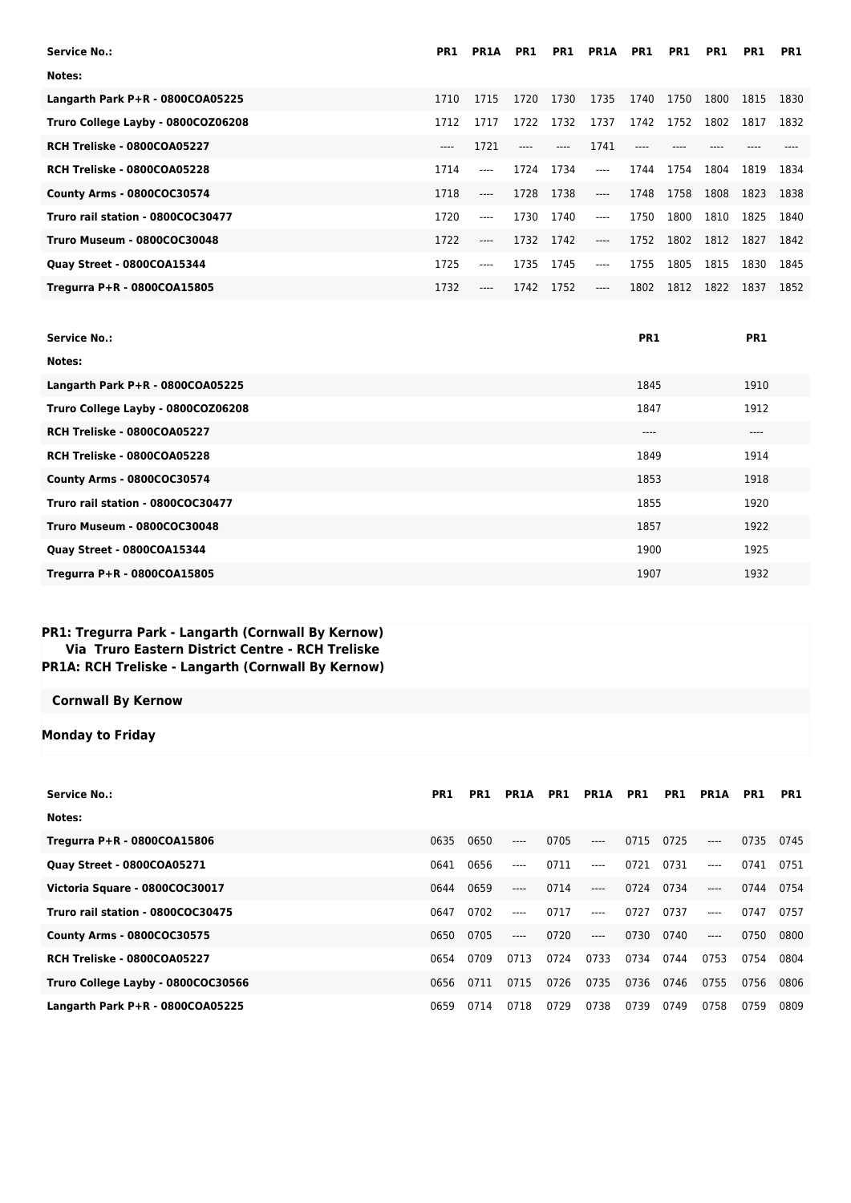| Service No.: | PR1 | PR1A | PR1 | PR1 | PR1A | PR1 | PR1 | PR1 | PR1 | PR1 |
|---|---|---|---|---|---|---|---|---|---|---|
| Notes: | | | | | | | | | | |
| Langarth Park P+R - 0800COA05225 | 1710 | 1715 | 1720 | 1730 | 1735 | 1740 | 1750 | 1800 | 1815 | 1830 |
| Truro College Layby - 0800COZ06208 | 1712 | 1717 | 1722 | 1732 | 1737 | 1742 | 1752 | 1802 | 1817 | 1832 |
| RCH Treliske - 0800COA05227 | ---- | 1721 | ---- | ---- | 1741 | ---- | ---- | ---- | ---- | ---- |
| RCH Treliske - 0800COA05228 | 1714 | ---- | 1724 | 1734 | ---- | 1744 | 1754 | 1804 | 1819 | 1834 |
| County Arms - 0800COC30574 | 1718 | ---- | 1728 | 1738 | ---- | 1748 | 1758 | 1808 | 1823 | 1838 |
| Truro rail station - 0800COC30477 | 1720 | ---- | 1730 | 1740 | ---- | 1750 | 1800 | 1810 | 1825 | 1840 |
| Truro Museum - 0800COC30048 | 1722 | ---- | 1732 | 1742 | ---- | 1752 | 1802 | 1812 | 1827 | 1842 |
| Quay Street - 0800COA15344 | 1725 | ---- | 1735 | 1745 | ---- | 1755 | 1805 | 1815 | 1830 | 1845 |
| Tregurra P+R - 0800COA15805 | 1732 | ---- | 1742 | 1752 | ---- | 1802 | 1812 | 1822 | 1837 | 1852 |

| Service No.: | PR1 | PR1 |
|---|---|---|
| Notes: | | |
| Langarth Park P+R - 0800COA05225 | 1845 | 1910 |
| Truro College Layby - 0800COZ06208 | 1847 | 1912 |
| RCH Treliske - 0800COA05227 | ---- | ---- |
| RCH Treliske - 0800COA05228 | 1849 | 1914 |
| County Arms - 0800COC30574 | 1853 | 1918 |
| Truro rail station - 0800COC30477 | 1855 | 1920 |
| Truro Museum - 0800COC30048 | 1857 | 1922 |
| Quay Street - 0800COA15344 | 1900 | 1925 |
| Tregurra P+R - 0800COA15805 | 1907 | 1932 |

**PR1: Tregurra Park - Langarth (Cornwall By Kernow)**
**Via Truro Eastern District Centre - RCH Treliske**
**PR1A: RCH Treliske - Langarth (Cornwall By Kernow)**

**Cornwall By Kernow**

**Monday to Friday**

| Service No.: | PR1 | PR1 | PR1A | PR1 | PR1A | PR1 | PR1 | PR1A | PR1 | PR1 |
|---|---|---|---|---|---|---|---|---|---|---|
| Notes: | | | | | | | | | | |
| Tregurra P+R - 0800COA15806 | 0635 | 0650 | ---- | 0705 | ---- | 0715 | 0725 | ---- | 0735 | 0745 |
| Quay Street - 0800COA05271 | 0641 | 0656 | ---- | 0711 | ---- | 0721 | 0731 | ---- | 0741 | 0751 |
| Victoria Square - 0800COC30017 | 0644 | 0659 | ---- | 0714 | ---- | 0724 | 0734 | ---- | 0744 | 0754 |
| Truro rail station - 0800COC30475 | 0647 | 0702 | ---- | 0717 | ---- | 0727 | 0737 | ---- | 0747 | 0757 |
| County Arms - 0800COC30575 | 0650 | 0705 | ---- | 0720 | ---- | 0730 | 0740 | ---- | 0750 | 0800 |
| RCH Treliske - 0800COA05227 | 0654 | 0709 | 0713 | 0724 | 0733 | 0734 | 0744 | 0753 | 0754 | 0804 |
| Truro College Layby - 0800COC30566 | 0656 | 0711 | 0715 | 0726 | 0735 | 0736 | 0746 | 0755 | 0756 | 0806 |
| Langarth Park P+R - 0800COA05225 | 0659 | 0714 | 0718 | 0729 | 0738 | 0739 | 0749 | 0758 | 0759 | 0809 |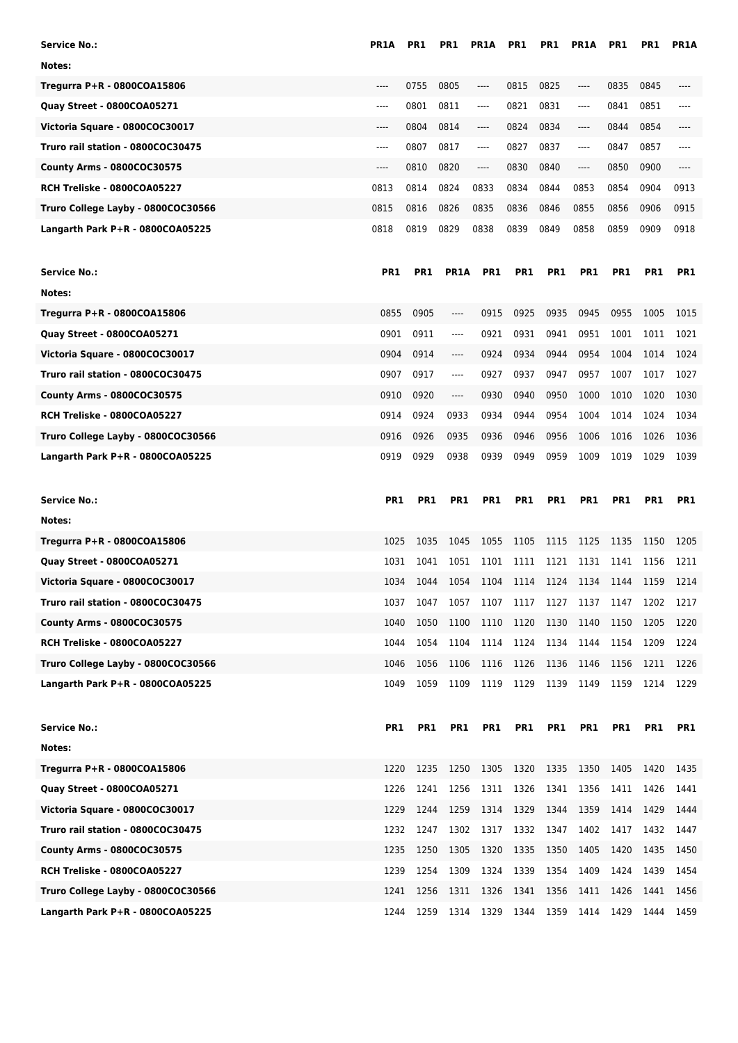| Service No.: | PR1A | PR1 | PR1 | PR1A | PR1 | PR1 | PR1A | PR1 | PR1 | PR1A |
|---|---|---|---|---|---|---|---|---|---|---|
| Notes: | | | | | | | | | | |
| Tregurra P+R - 0800COA15806 | ---- | 0755 | 0805 | ---- | 0815 | 0825 | ---- | 0835 | 0845 | ---- |
| Quay Street - 0800COA05271 | ---- | 0801 | 0811 | ---- | 0821 | 0831 | ---- | 0841 | 0851 | ---- |
| Victoria Square - 0800COC30017 | ---- | 0804 | 0814 | ---- | 0824 | 0834 | ---- | 0844 | 0854 | ---- |
| Truro rail station - 0800COC30475 | ---- | 0807 | 0817 | ---- | 0827 | 0837 | ---- | 0847 | 0857 | ---- |
| County Arms - 0800COC30575 | ---- | 0810 | 0820 | ---- | 0830 | 0840 | ---- | 0850 | 0900 | ---- |
| RCH Treliske - 0800COA05227 | 0813 | 0814 | 0824 | 0833 | 0834 | 0844 | 0853 | 0854 | 0904 | 0913 |
| Truro College Layby - 0800COC30566 | 0815 | 0816 | 0826 | 0835 | 0836 | 0846 | 0855 | 0856 | 0906 | 0915 |
| Langarth Park P+R - 0800COA05225 | 0818 | 0819 | 0829 | 0838 | 0839 | 0849 | 0858 | 0859 | 0909 | 0918 |

| Service No.: | PR1 | PR1 | PR1A | PR1 | PR1 | PR1 | PR1 | PR1 | PR1 | PR1 |
|---|---|---|---|---|---|---|---|---|---|---|
| Notes: | | | | | | | | | | |
| Tregurra P+R - 0800COA15806 | 0855 | 0905 | ---- | 0915 | 0925 | 0935 | 0945 | 0955 | 1005 | 1015 |
| Quay Street - 0800COA05271 | 0901 | 0911 | ---- | 0921 | 0931 | 0941 | 0951 | 1001 | 1011 | 1021 |
| Victoria Square - 0800COC30017 | 0904 | 0914 | ---- | 0924 | 0934 | 0944 | 0954 | 1004 | 1014 | 1024 |
| Truro rail station - 0800COC30475 | 0907 | 0917 | ---- | 0927 | 0937 | 0947 | 0957 | 1007 | 1017 | 1027 |
| County Arms - 0800COC30575 | 0910 | 0920 | ---- | 0930 | 0940 | 0950 | 1000 | 1010 | 1020 | 1030 |
| RCH Treliske - 0800COA05227 | 0914 | 0924 | 0933 | 0934 | 0944 | 0954 | 1004 | 1014 | 1024 | 1034 |
| Truro College Layby - 0800COC30566 | 0916 | 0926 | 0935 | 0936 | 0946 | 0956 | 1006 | 1016 | 1026 | 1036 |
| Langarth Park P+R - 0800COA05225 | 0919 | 0929 | 0938 | 0939 | 0949 | 0959 | 1009 | 1019 | 1029 | 1039 |

| Service No.: | PR1 | PR1 | PR1 | PR1 | PR1 | PR1 | PR1 | PR1 | PR1 | PR1 |
|---|---|---|---|---|---|---|---|---|---|---|
| Notes: | | | | | | | | | | |
| Tregurra P+R - 0800COA15806 | 1025 | 1035 | 1045 | 1055 | 1105 | 1115 | 1125 | 1135 | 1150 | 1205 |
| Quay Street - 0800COA05271 | 1031 | 1041 | 1051 | 1101 | 1111 | 1121 | 1131 | 1141 | 1156 | 1211 |
| Victoria Square - 0800COC30017 | 1034 | 1044 | 1054 | 1104 | 1114 | 1124 | 1134 | 1144 | 1159 | 1214 |
| Truro rail station - 0800COC30475 | 1037 | 1047 | 1057 | 1107 | 1117 | 1127 | 1137 | 1147 | 1202 | 1217 |
| County Arms - 0800COC30575 | 1040 | 1050 | 1100 | 1110 | 1120 | 1130 | 1140 | 1150 | 1205 | 1220 |
| RCH Treliske - 0800COA05227 | 1044 | 1054 | 1104 | 1114 | 1124 | 1134 | 1144 | 1154 | 1209 | 1224 |
| Truro College Layby - 0800COC30566 | 1046 | 1056 | 1106 | 1116 | 1126 | 1136 | 1146 | 1156 | 1211 | 1226 |
| Langarth Park P+R - 0800COA05225 | 1049 | 1059 | 1109 | 1119 | 1129 | 1139 | 1149 | 1159 | 1214 | 1229 |

| Service No.: | PR1 | PR1 | PR1 | PR1 | PR1 | PR1 | PR1 | PR1 | PR1 | PR1 |
|---|---|---|---|---|---|---|---|---|---|---|
| Notes: | | | | | | | | | | |
| Tregurra P+R - 0800COA15806 | 1220 | 1235 | 1250 | 1305 | 1320 | 1335 | 1350 | 1405 | 1420 | 1435 |
| Quay Street - 0800COA05271 | 1226 | 1241 | 1256 | 1311 | 1326 | 1341 | 1356 | 1411 | 1426 | 1441 |
| Victoria Square - 0800COC30017 | 1229 | 1244 | 1259 | 1314 | 1329 | 1344 | 1359 | 1414 | 1429 | 1444 |
| Truro rail station - 0800COC30475 | 1232 | 1247 | 1302 | 1317 | 1332 | 1347 | 1402 | 1417 | 1432 | 1447 |
| County Arms - 0800COC30575 | 1235 | 1250 | 1305 | 1320 | 1335 | 1350 | 1405 | 1420 | 1435 | 1450 |
| RCH Treliske - 0800COA05227 | 1239 | 1254 | 1309 | 1324 | 1339 | 1354 | 1409 | 1424 | 1439 | 1454 |
| Truro College Layby - 0800COC30566 | 1241 | 1256 | 1311 | 1326 | 1341 | 1356 | 1411 | 1426 | 1441 | 1456 |
| Langarth Park P+R - 0800COA05225 | 1244 | 1259 | 1314 | 1329 | 1344 | 1359 | 1414 | 1429 | 1444 | 1459 |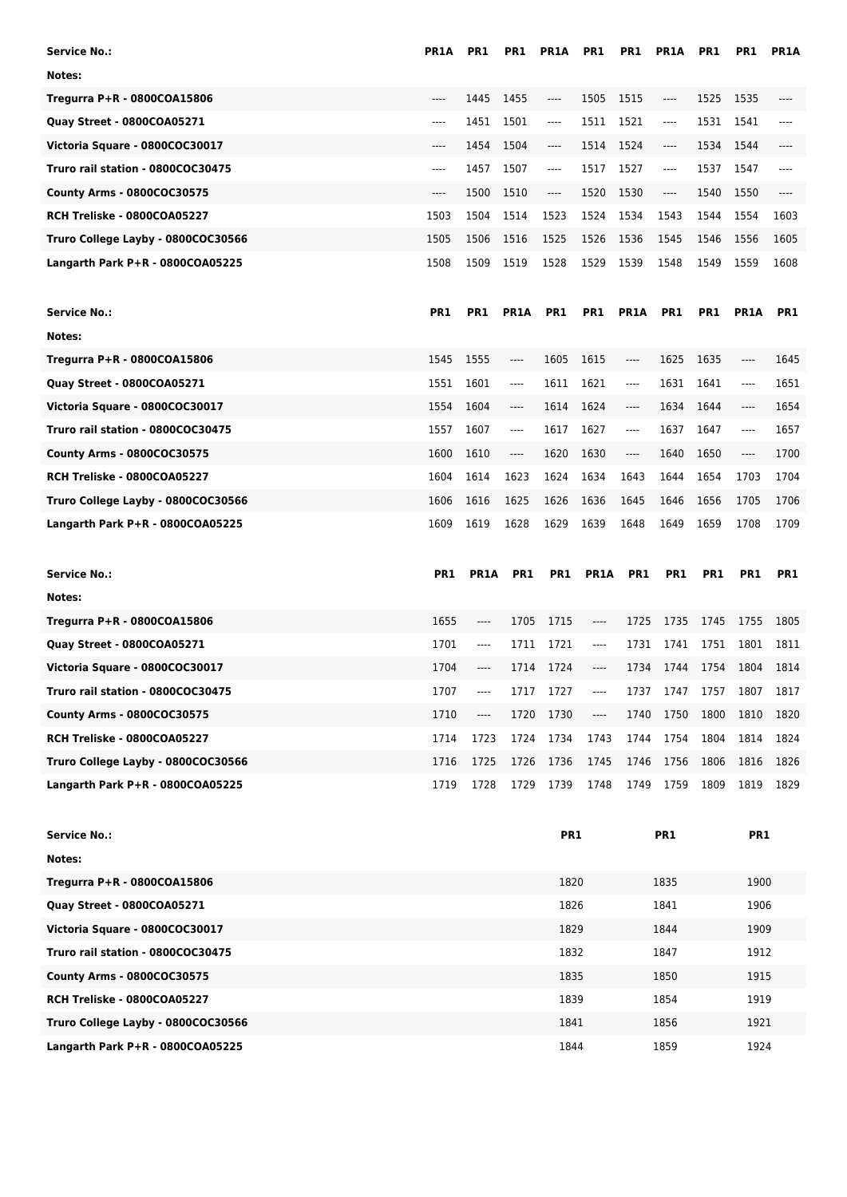| Service No.: | PR1A | PR1 | PR1 | PR1A | PR1 | PR1 | PR1A | PR1 | PR1 | PR1A |
|---|---|---|---|---|---|---|---|---|---|---|
| Notes: | | | | | | | | | | |
| Tregurra P+R - 0800COA15806 | ---- | 1445 | 1455 | ---- | 1505 | 1515 | ---- | 1525 | 1535 | ---- |
| Quay Street - 0800COA05271 | ---- | 1451 | 1501 | ---- | 1511 | 1521 | ---- | 1531 | 1541 | ---- |
| Victoria Square - 0800COC30017 | ---- | 1454 | 1504 | ---- | 1514 | 1524 | ---- | 1534 | 1544 | ---- |
| Truro rail station - 0800COC30475 | ---- | 1457 | 1507 | ---- | 1517 | 1527 | ---- | 1537 | 1547 | ---- |
| County Arms - 0800COC30575 | ---- | 1500 | 1510 | ---- | 1520 | 1530 | ---- | 1540 | 1550 | ---- |
| RCH Treliske - 0800COA05227 | 1503 | 1504 | 1514 | 1523 | 1524 | 1534 | 1543 | 1544 | 1554 | 1603 |
| Truro College Layby - 0800COC30566 | 1505 | 1506 | 1516 | 1525 | 1526 | 1536 | 1545 | 1546 | 1556 | 1605 |
| Langarth Park P+R - 0800COA05225 | 1508 | 1509 | 1519 | 1528 | 1529 | 1539 | 1548 | 1549 | 1559 | 1608 |

| Service No.: | PR1 | PR1 | PR1A | PR1 | PR1 | PR1A | PR1 | PR1 | PR1A | PR1 |
|---|---|---|---|---|---|---|---|---|---|---|
| Notes: | | | | | | | | | | |
| Tregurra P+R - 0800COA15806 | 1545 | 1555 | ---- | 1605 | 1615 | ---- | 1625 | 1635 | ---- | 1645 |
| Quay Street - 0800COA05271 | 1551 | 1601 | ---- | 1611 | 1621 | ---- | 1631 | 1641 | ---- | 1651 |
| Victoria Square - 0800COC30017 | 1554 | 1604 | ---- | 1614 | 1624 | ---- | 1634 | 1644 | ---- | 1654 |
| Truro rail station - 0800COC30475 | 1557 | 1607 | ---- | 1617 | 1627 | ---- | 1637 | 1647 | ---- | 1657 |
| County Arms - 0800COC30575 | 1600 | 1610 | ---- | 1620 | 1630 | ---- | 1640 | 1650 | ---- | 1700 |
| RCH Treliske - 0800COA05227 | 1604 | 1614 | 1623 | 1624 | 1634 | 1643 | 1644 | 1654 | 1703 | 1704 |
| Truro College Layby - 0800COC30566 | 1606 | 1616 | 1625 | 1626 | 1636 | 1645 | 1646 | 1656 | 1705 | 1706 |
| Langarth Park P+R - 0800COA05225 | 1609 | 1619 | 1628 | 1629 | 1639 | 1648 | 1649 | 1659 | 1708 | 1709 |

| Service No.: | PR1 | PR1A | PR1 | PR1 | PR1A | PR1 | PR1 | PR1 | PR1 | PR1 |
|---|---|---|---|---|---|---|---|---|---|---|
| Notes: | | | | | | | | | | |
| Tregurra P+R - 0800COA15806 | 1655 | ---- | 1705 | 1715 | ---- | 1725 | 1735 | 1745 | 1755 | 1805 |
| Quay Street - 0800COA05271 | 1701 | ---- | 1711 | 1721 | ---- | 1731 | 1741 | 1751 | 1801 | 1811 |
| Victoria Square - 0800COC30017 | 1704 | ---- | 1714 | 1724 | ---- | 1734 | 1744 | 1754 | 1804 | 1814 |
| Truro rail station - 0800COC30475 | 1707 | ---- | 1717 | 1727 | ---- | 1737 | 1747 | 1757 | 1807 | 1817 |
| County Arms - 0800COC30575 | 1710 | ---- | 1720 | 1730 | ---- | 1740 | 1750 | 1800 | 1810 | 1820 |
| RCH Treliske - 0800COA05227 | 1714 | 1723 | 1724 | 1734 | 1743 | 1744 | 1754 | 1804 | 1814 | 1824 |
| Truro College Layby - 0800COC30566 | 1716 | 1725 | 1726 | 1736 | 1745 | 1746 | 1756 | 1806 | 1816 | 1826 |
| Langarth Park P+R - 0800COA05225 | 1719 | 1728 | 1729 | 1739 | 1748 | 1749 | 1759 | 1809 | 1819 | 1829 |

| Service No.: | PR1 | PR1 | PR1 |
|---|---|---|---|
| Notes: | | | |
| Tregurra P+R - 0800COA15806 | 1820 | 1835 | 1900 |
| Quay Street - 0800COA05271 | 1826 | 1841 | 1906 |
| Victoria Square - 0800COC30017 | 1829 | 1844 | 1909 |
| Truro rail station - 0800COC30475 | 1832 | 1847 | 1912 |
| County Arms - 0800COC30575 | 1835 | 1850 | 1915 |
| RCH Treliske - 0800COA05227 | 1839 | 1854 | 1919 |
| Truro College Layby - 0800COC30566 | 1841 | 1856 | 1921 |
| Langarth Park P+R - 0800COA05225 | 1844 | 1859 | 1924 |